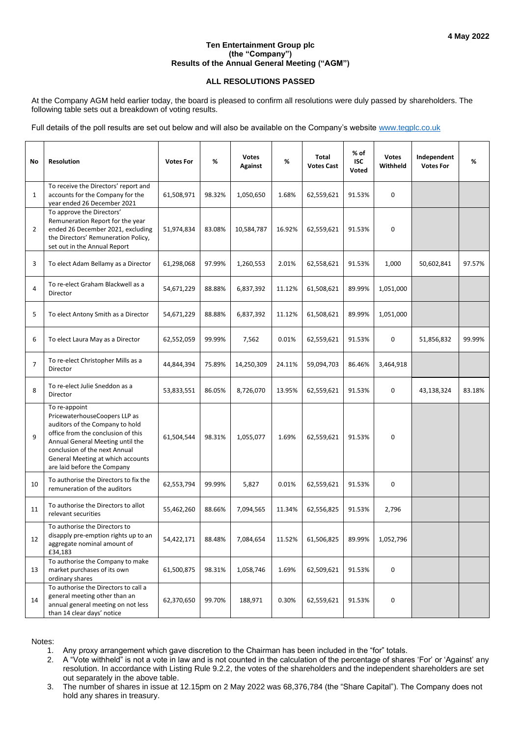4 May 2022

**Ten Entertainment Group plc**
**(the "Company")**
**Results of the Annual General Meeting ("AGM")**

**ALL RESOLUTIONS PASSED**

At the Company AGM held earlier today, the board is pleased to confirm all resolutions were duly passed by shareholders. The following table sets out a breakdown of voting results.

Full details of the poll results are set out below and will also be available on the Company's website [www.tegplc.co.uk](http://www.tegplc.co.uk)

| No | Resolution | Votes For | % | Votes Against | % | Total Votes Cast | % of ISC Voted | Votes Withheld | Independent Votes For | % |
|---|---|---|---|---|---|---|---|---|---|---|
| 1 | To receive the Directors' report and accounts for the Company for the year ended 26 December 2021 | 61,508,971 | 98.32% | 1,050,650 | 1.68% | 62,559,621 | 91.53% | 0 | | |
| 2 | To approve the Directors' Remuneration Report for the year ended 26 December 2021, excluding the Directors' Remuneration Policy, set out in the Annual Report | 51,974,834 | 83.08% | 10,584,787 | 16.92% | 62,559,621 | 91.53% | 0 | | |
| 3 | To elect Adam Bellamy as a Director | 61,298,068 | 97.99% | 1,260,553 | 2.01% | 62,558,621 | 91.53% | 1,000 | 50,602,841 | 97.57% |
| 4 | To re-elect Graham Blackwell as a Director | 54,671,229 | 88.88% | 6,837,392 | 11.12% | 61,508,621 | 89.99% | 1,051,000 | | |
| 5 | To elect Antony Smith as a Director | 54,671,229 | 88.88% | 6,837,392 | 11.12% | 61,508,621 | 89.99% | 1,051,000 | | |
| 6 | To elect Laura May as a Director | 62,552,059 | 99.99% | 7,562 | 0.01% | 62,559,621 | 91.53% | 0 | 51,856,832 | 99.99% |
| 7 | To re-elect Christopher Mills as a Director | 44,844,394 | 75.89% | 14,250,309 | 24.11% | 59,094,703 | 86.46% | 3,464,918 | | |
| 8 | To re-elect Julie Sneddon as a Director | 53,833,551 | 86.05% | 8,726,070 | 13.95% | 62,559,621 | 91.53% | 0 | 43,138,324 | 83.18% |
| 9 | To re-appoint PricewaterhouseCoopers LLP as auditors of the Company to hold office from the conclusion of this Annual General Meeting until the conclusion of the next Annual General Meeting at which accounts are laid before the Company | 61,504,544 | 98.31% | 1,055,077 | 1.69% | 62,559,621 | 91.53% | 0 | | |
| 10 | To authorise the Directors to fix the remuneration of the auditors | 62,553,794 | 99.99% | 5,827 | 0.01% | 62,559,621 | 91.53% | 0 | | |
| 11 | To authorise the Directors to allot relevant securities | 55,462,260 | 88.66% | 7,094,565 | 11.34% | 62,556,825 | 91.53% | 2,796 | | |
| 12 | To authorise the Directors to disapply pre-emption rights up to an aggregate nominal amount of £34,183 | 54,422,171 | 88.48% | 7,084,654 | 11.52% | 61,506,825 | 89.99% | 1,052,796 | | |
| 13 | To authorise the Company to make market purchases of its own ordinary shares | 61,500,875 | 98.31% | 1,058,746 | 1.69% | 62,509,621 | 91.53% | 0 | | |
| 14 | To authorise the Directors to call a general meeting other than an annual general meeting on not less than 14 clear days' notice | 62,370,650 | 99.70% | 188,971 | 0.30% | 62,559,621 | 91.53% | 0 | | |

Notes:

1. Any proxy arrangement which gave discretion to the Chairman has been included in the "for" totals.
2. A "Vote withheld" is not a vote in law and is not counted in the calculation of the percentage of shares 'For' or 'Against' any resolution. In accordance with Listing Rule 9.2.2, the votes of the shareholders and the independent shareholders are set out separately in the above table.
3. The number of shares in issue at 12.15pm on 2 May 2022 was 68,376,784 (the "Share Capital"). The Company does not hold any shares in treasury.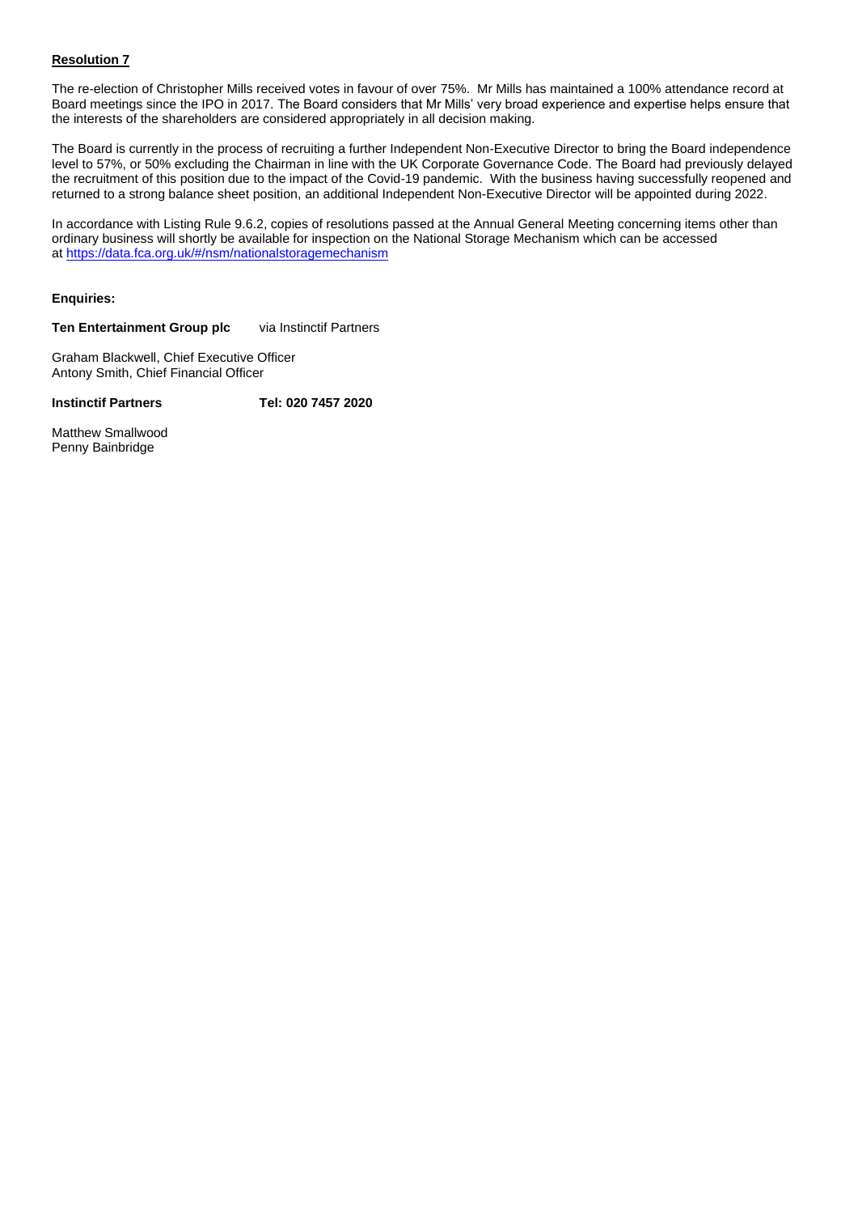**Resolution 7**

The re-election of Christopher Mills received votes in favour of over 75%. Mr Mills has maintained a 100% attendance record at Board meetings since the IPO in 2017. The Board considers that Mr Mills' very broad experience and expertise helps ensure that the interests of the shareholders are considered appropriately in all decision making.

The Board is currently in the process of recruiting a further Independent Non-Executive Director to bring the Board independence level to 57%, or 50% excluding the Chairman in line with the UK Corporate Governance Code. The Board had previously delayed the recruitment of this position due to the impact of the Covid-19 pandemic. With the business having successfully reopened and returned to a strong balance sheet position, an additional Independent Non-Executive Director will be appointed during 2022.

In accordance with Listing Rule 9.6.2, copies of resolutions passed at the Annual General Meeting concerning items other than ordinary business will shortly be available for inspection on the National Storage Mechanism which can be accessed at https://data.fca.org.uk/#/nsm/nationalstoragemechanism

**Enquiries:**

**Ten Entertainment Group plc** via Instinctif Partners

Graham Blackwell, Chief Executive Officer
Antony Smith, Chief Financial Officer

**Instinctif Partners** **Tel: 020 7457 2020**

Matthew Smallwood
Penny Bainbridge